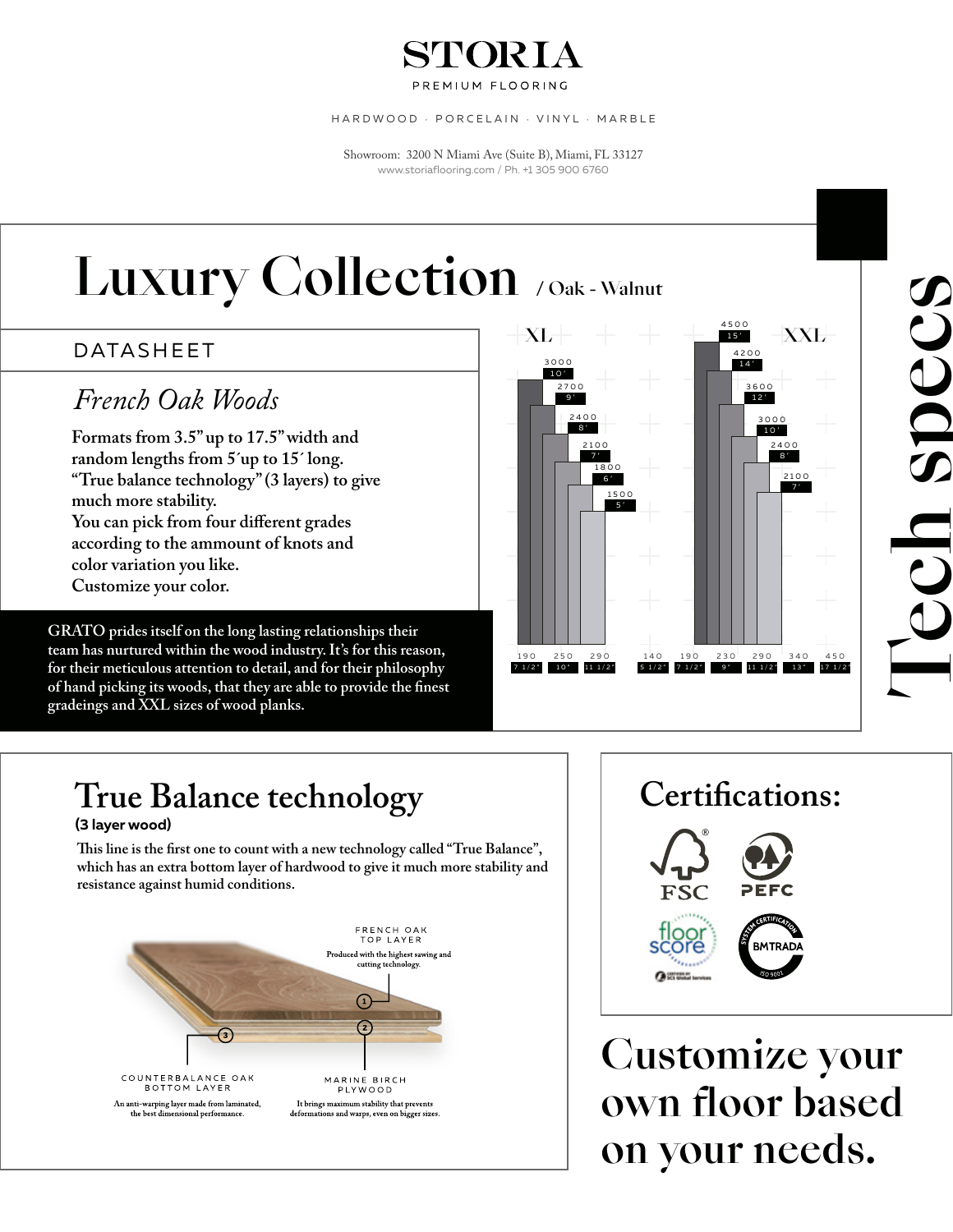# STORIA

PREMIUM FLOORING

HARDWOOD · PORCELAIN · VINYL · MARBLE

Showroom: 3200 N Miami Ave (Suite B), Miami, FL 33127
www.storiaflooring.com / Ph. +1 305 900 6760

# Luxury Collection / Oak - Walnut

## DATASHEET

### *French Oak Woods*

**Formats from 3.5" up to 17.5" width and random lengths from 5´ up to 15´ long.**
**"True balance technology" (3 layers) to give much more stability.**
**You can pick from four different grades according to the ammount of knots and color variation you like.**
**Customize your color.**

**GRATO prides itself on the long lasting relationships their team has nurtured within the wood industry. It's for this reason, for their meticulous attention to detail, and for their philosophy of hand picking its woods, that they are able to provide the finest gradeings and XXL sizes of wood planks.**

# Tech specs

**XL**

| Width (mm) | Width (in) | Lengths |
|---|---|---|
| 190 | 7 1/2" | 3000 (10´), 2700 (9´), 2400 (8´), 2100 (7´), 1800 (6´), 1500 (5´) |
| 250 | 10" | |
| 290 | 11 1/2" | |

**XXL**

| Width (mm) | Width (in) | Lengths |
|---|---|---|
| 140 | 5 1/2" | |
| 190 | 7 1/2" | 4500 (15´), 4200 (14´), 3600 (12´), 3000 (10´), 2400 (8´), 2100 (7´) |
| 230 | 9" | |
| 290 | 11 1/2" | |
| 340 | 13" | |
| 450 | 17 1/2" | |

## True Balance technology

**(3 layer wood)**

**This line is the first one to count with a new technology called "True Balance", which has an extra bottom layer of hardwood to give it much more stability and resistance against humid conditions.**

1. FRENCH OAK TOP LAYER — Produced with the highest sawing and cutting technology.
2. MARINE BIRCH PLYWOOD — It brings maximum stability that prevents deformations and warps, even on bigger sizes.
3. COUNTERBALANCE OAK BOTTOM LAYER — An anti-warping layer made from laminated, the best dimensional performance.

## Certifications:

FSC® · PEFC · floor score (Certified by SCS Global Services) · BMTRADA System Certification ISO 9001

# Customize your own floor based on your needs.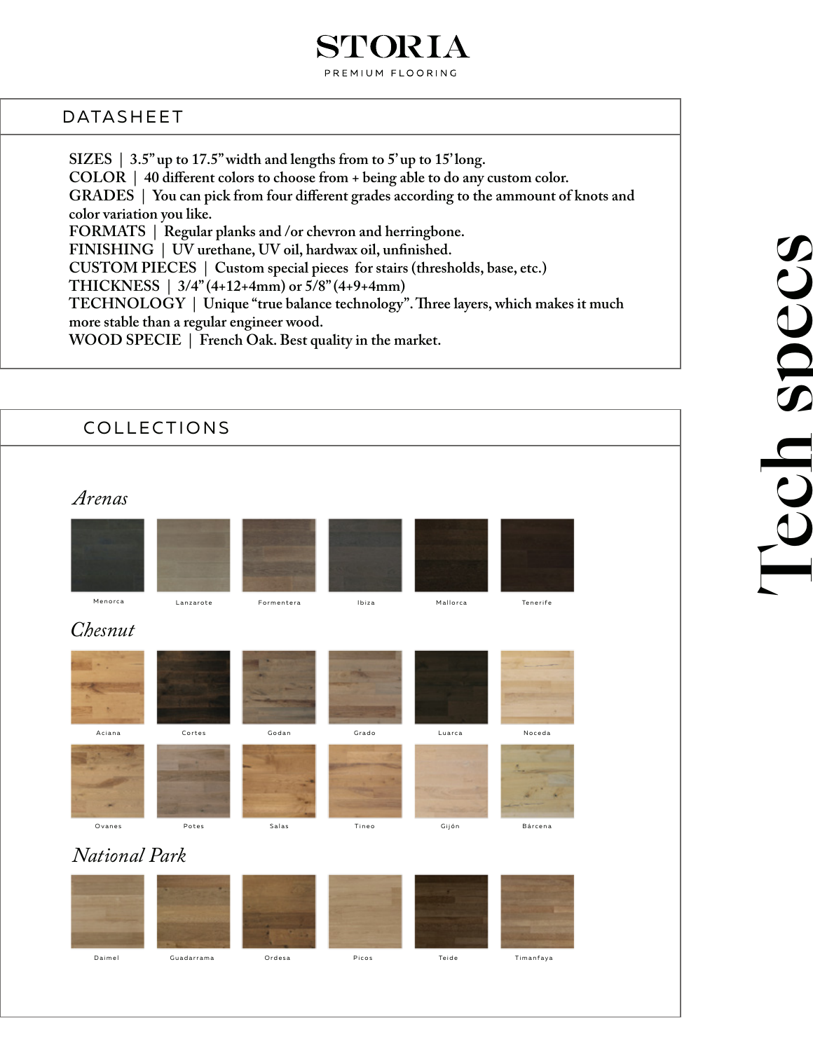# STORIA

PREMIUM FLOORING

## Tech specs

## DATASHEET

**SIZES** | 3.5" up to 17.5" width and lengths from to 5' up to 15' long.
**COLOR** | 40 different colors to choose from + being able to do any custom color.
**GRADES** | You can pick from four different grades according to the ammount of knots and color variation you like.
**FORMATS** | Regular planks and /or chevron and herringbone.
**FINISHING** | UV urethane, UV oil, hardwax oil, unfinished.
**CUSTOM PIECES** | Custom special pieces for stairs (thresholds, base, etc.)
**THICKNESS** | 3/4" (4+12+4mm) or 5/8" (4+9+4mm)
**TECHNOLOGY** | Unique "true balance technology". Three layers, which makes it much more stable than a regular engineer wood.
**WOOD SPECIE** | French Oak. Best quality in the market.

## COLLECTIONS

### *Arenas*

Menorca, Lanzarote, Formentera, Ibiza, Mallorca, Tenerife

### *Chesnut*

Aciana, Cortes, Godan, Grado, Luarca, Noceda

Ovanes, Potes, Salas, Tineo, Gijón, Bárcena

### *National Park*

Daimel, Guadarrama, Ordesa, Picos, Teide, Timanfaya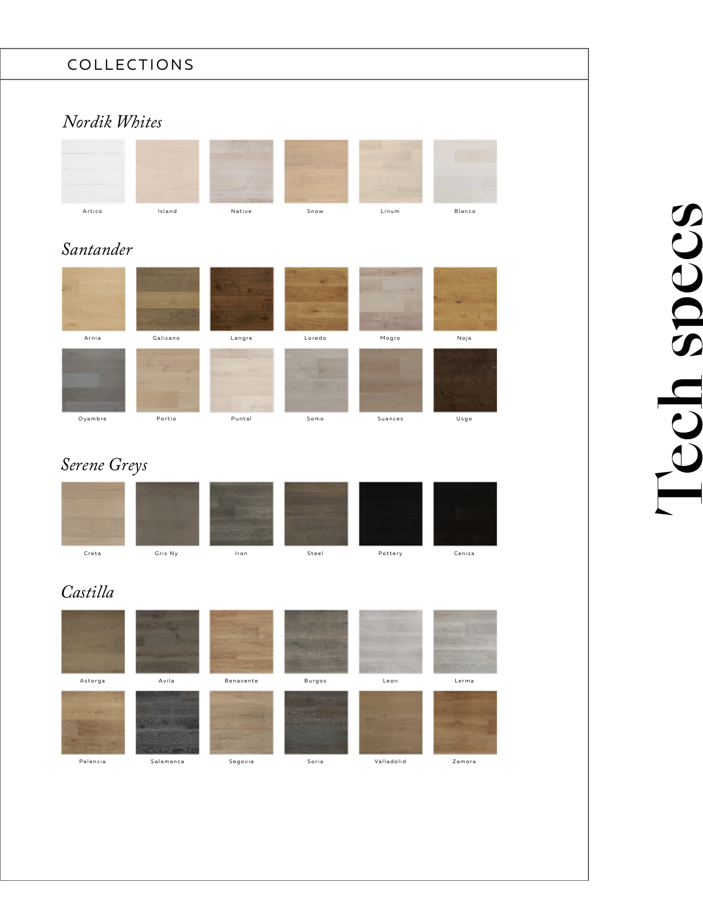## COLLECTIONS

### *Nordik Whites*

Artico
Island
Native
Snow
Linum
Blanco

### *Santander*

Arnia
Galizano
Langre
Loredo
Mogro
Noja
Oyambre
Portio
Puntal
Somo
Suances
Usgo

### *Serene Greys*

Creta
Gris Ny
Iron
Steel
Pottery
Ceniza

### *Castilla*

Astorga
Avila
Benavente
Burgos
Leon
Lerma
Palencia
Salamanca
Segovia
Soria
Valladolid
Zamora

# Tech specs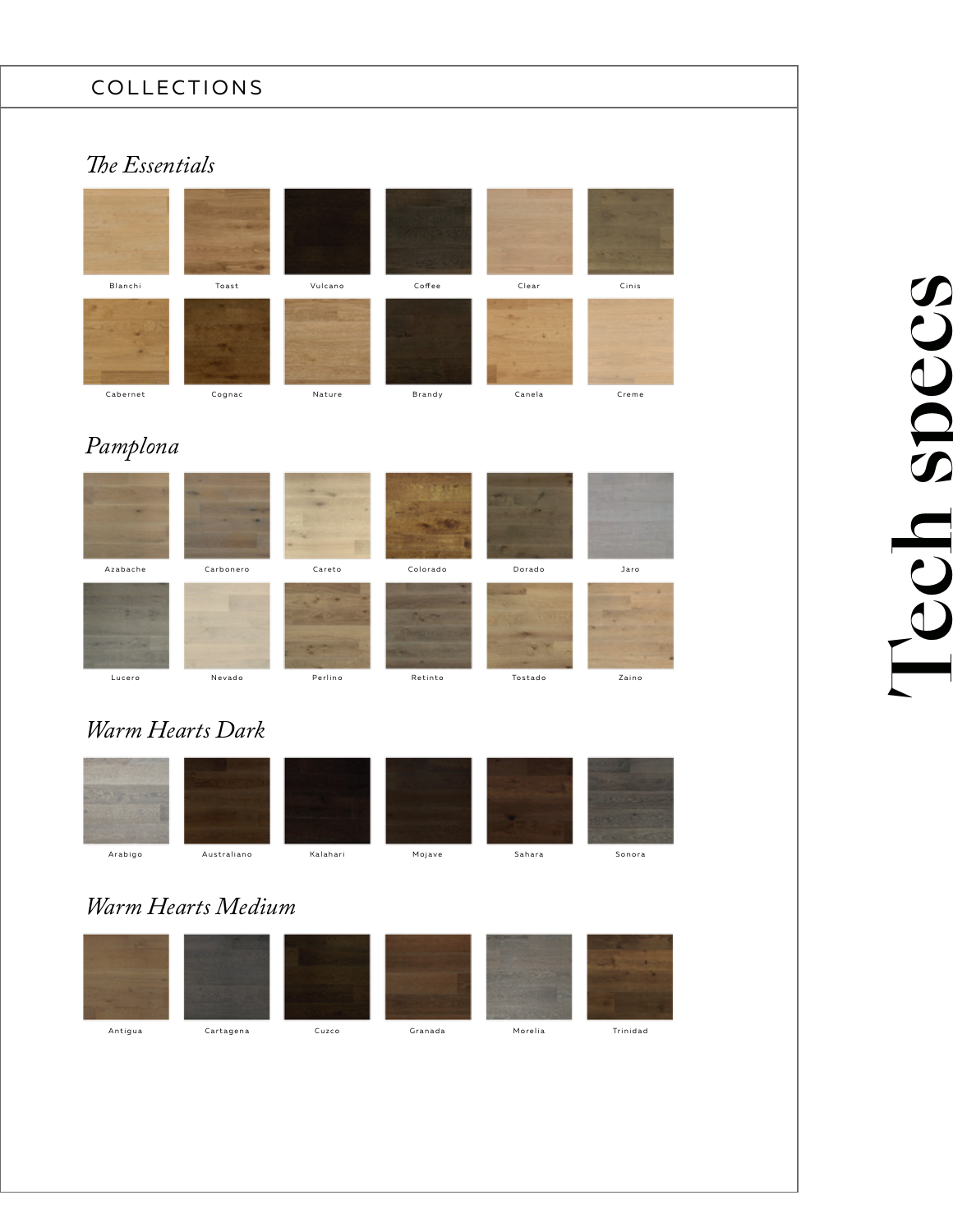# COLLECTIONS

## *The Essentials*

Blanchi
Toast
Vulcano
Coffee
Clear
Cinis
Cabernet
Cognac
Nature
Brandy
Canela
Creme

## *Pamplona*

Azabache
Carbonero
Careto
Colorado
Dorado
Jaro
Lucero
Nevado
Perlino
Retinto
Tostado
Zaino

## *Warm Hearts Dark*

Arabigo
Australiano
Kalahari
Mojave
Sahara
Sonora

## *Warm Hearts Medium*

Antigua
Cartagena
Cuzco
Granada
Morelia
Trinidad

Tech specs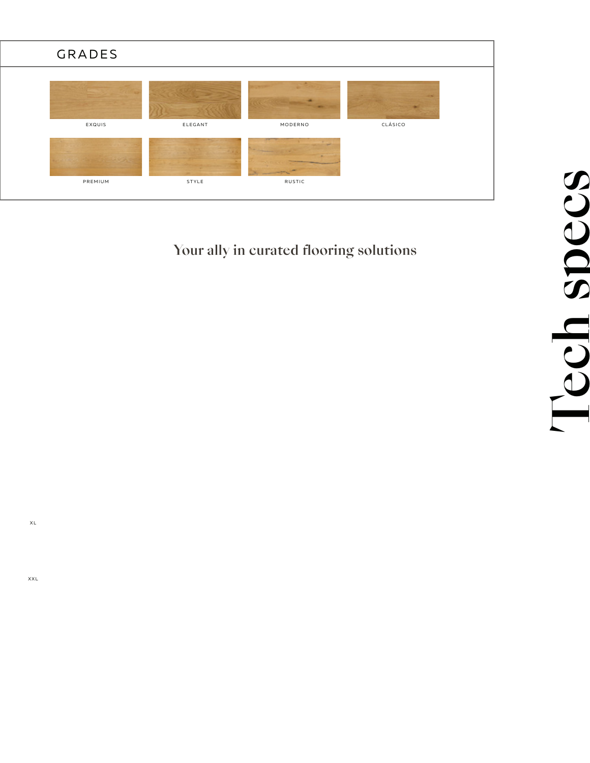## GRADES

EXQUIS

ELEGANT

MODERNO

CLÁSICO

PREMIUM

STYLE

RUSTIC

Your ally in curated flooring solutions

# Tech specs

XL

XXL